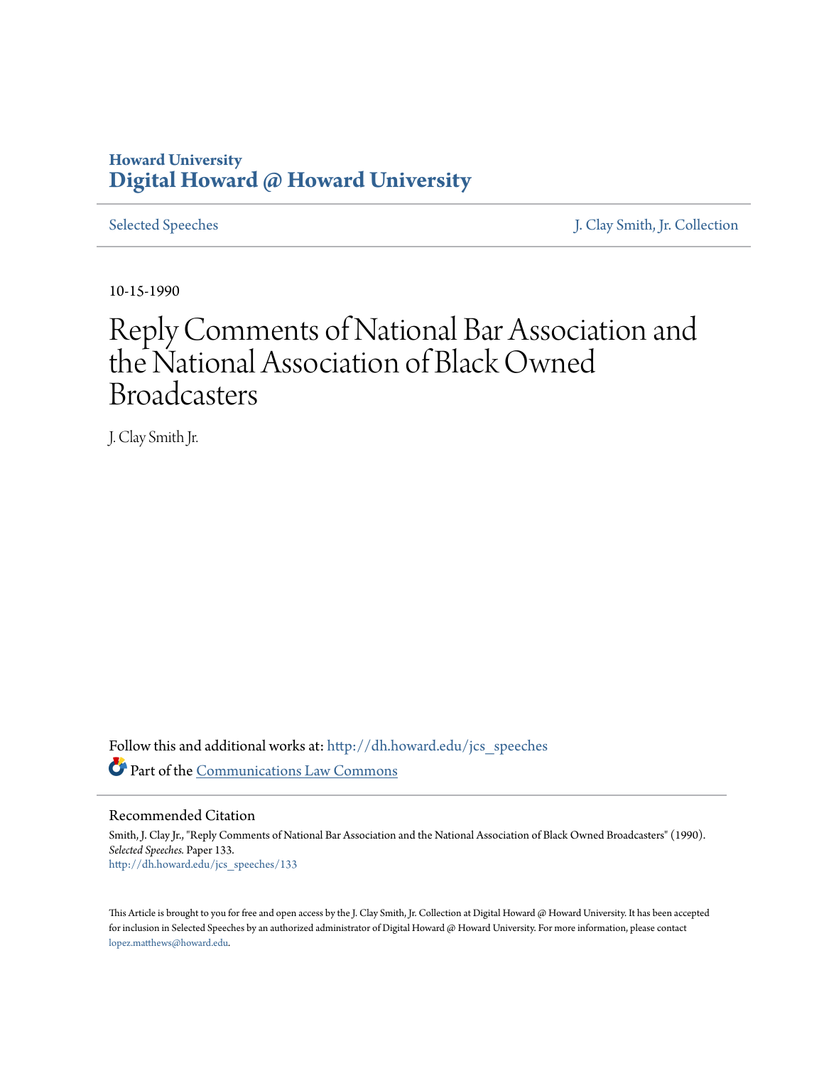Howard University
**Digital Howard @ Howard University**

Selected Speeches | J. Clay Smith, Jr. Collection

10-15-1990

# Reply Comments of National Bar Association and the National Association of Black Owned Broadcasters

J. Clay Smith Jr.

Follow this and additional works at: http://dh.howard.edu/jcs_speeches

Part of the Communications Law Commons

## Recommended Citation

Smith, J. Clay Jr., "Reply Comments of National Bar Association and the National Association of Black Owned Broadcasters" (1990). *Selected Speeches.* Paper 133.
http://dh.howard.edu/jcs_speeches/133

This Article is brought to you for free and open access by the J. Clay Smith, Jr. Collection at Digital Howard @ Howard University. It has been accepted for inclusion in Selected Speeches by an authorized administrator of Digital Howard @ Howard University. For more information, please contact lopez.matthews@howard.edu.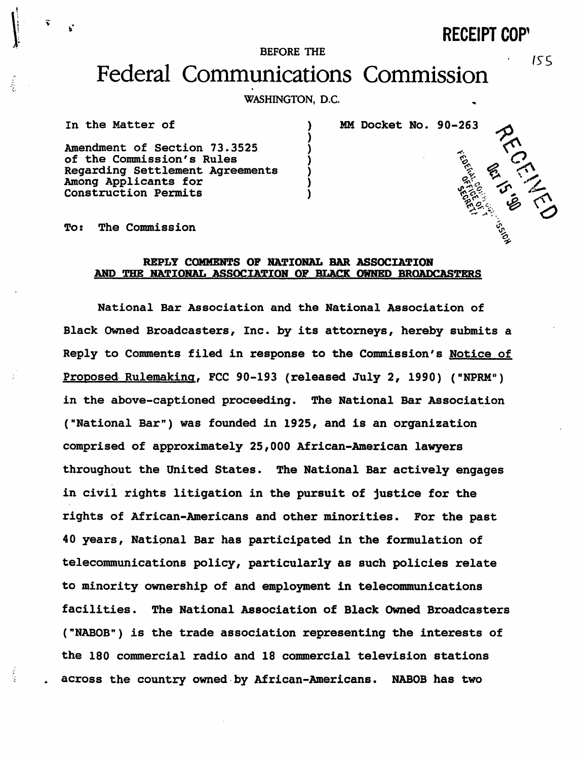RECEIPT COPY

BEFORE THE

# Federal Communications Commission

WASHINGTON, D.C.

| In the Matter of | ) | MM Docket No. 90-263 |
|---|---|---|
| | ) | |
| Amendment of Section 73.3525 | ) | |
| of the Commission's Rules | ) | |
| Regarding Settlement Agreements | ) | |
| Among Applicants for | ) | |
| Construction Permits | ) | |

To: The Commission

**REPLY COMMENTS OF NATIONAL BAR ASSOCIATION AND THE NATIONAL ASSOCIATION OF BLACK OWNED BROADCASTERS**

National Bar Association and the National Association of Black Owned Broadcasters, Inc. by its attorneys, hereby submits a Reply to Comments filed in response to the Commission's Notice of Proposed Rulemaking, FCC 90-193 (released July 2, 1990) ("NPRM") in the above-captioned proceeding. The National Bar Association ("National Bar") was founded in 1925, and is an organization comprised of approximately 25,000 African-American lawyers throughout the United States. The National Bar actively engages in civil rights litigation in the pursuit of justice for the rights of African-Americans and other minorities. For the past 40 years, National Bar has participated in the formulation of telecommunications policy, particularly as such policies relate to minority ownership of and employment in telecommunications facilities. The National Association of Black Owned Broadcasters ("NABOB") is the trade association representing the interests of the 180 commercial radio and 18 commercial television stations across the country owned by African-Americans. NABOB has two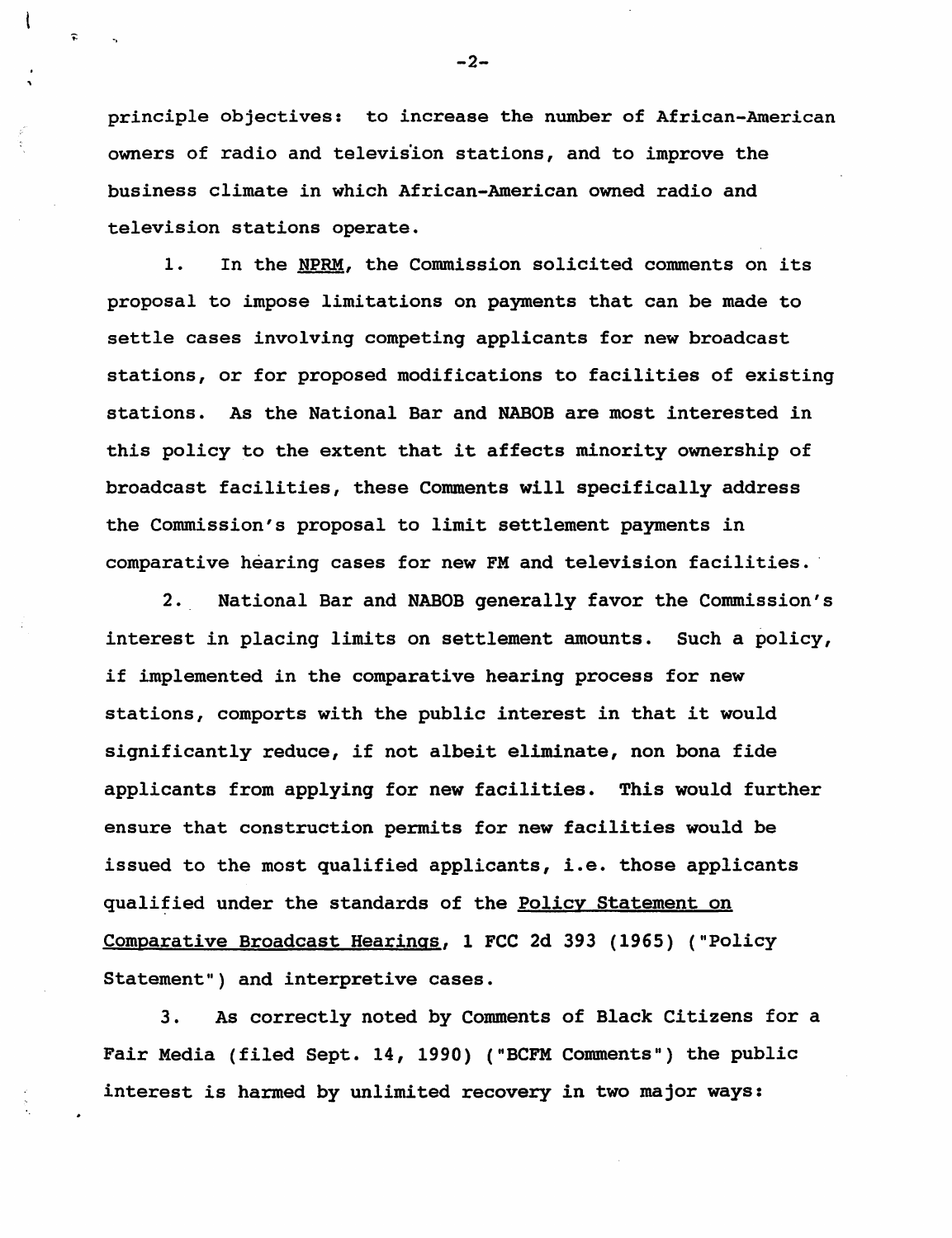principle objectives: to increase the number of African-American owners of radio and television stations, and to improve the business climate in which African-American owned radio and television stations operate.

1. In the NPRM, the Commission solicited comments on its proposal to impose limitations on payments that can be made to settle cases involving competing applicants for new broadcast stations, or for proposed modifications to facilities of existing stations. As the National Bar and NABOB are most interested in this policy to the extent that it affects minority ownership of broadcast facilities, these Comments will specifically address the Commission's proposal to limit settlement payments in comparative hearing cases for new FM and television facilities.

2. National Bar and NABOB generally favor the Commission's interest in placing limits on settlement amounts. Such a policy, if implemented in the comparative hearing process for new stations, comports with the public interest in that it would significantly reduce, if not albeit eliminate, non bona fide applicants from applying for new facilities. This would further ensure that construction permits for new facilities would be issued to the most qualified applicants, i.e. those applicants qualified under the standards of the Policy Statement on Comparative Broadcast Hearings, 1 FCC 2d 393 (1965) ("Policy Statement") and interpretive cases.

3. As correctly noted by Comments of Black Citizens for a Fair Media (filed Sept. 14, 1990) ("BCFM Comments") the public interest is harmed by unlimited recovery in two major ways: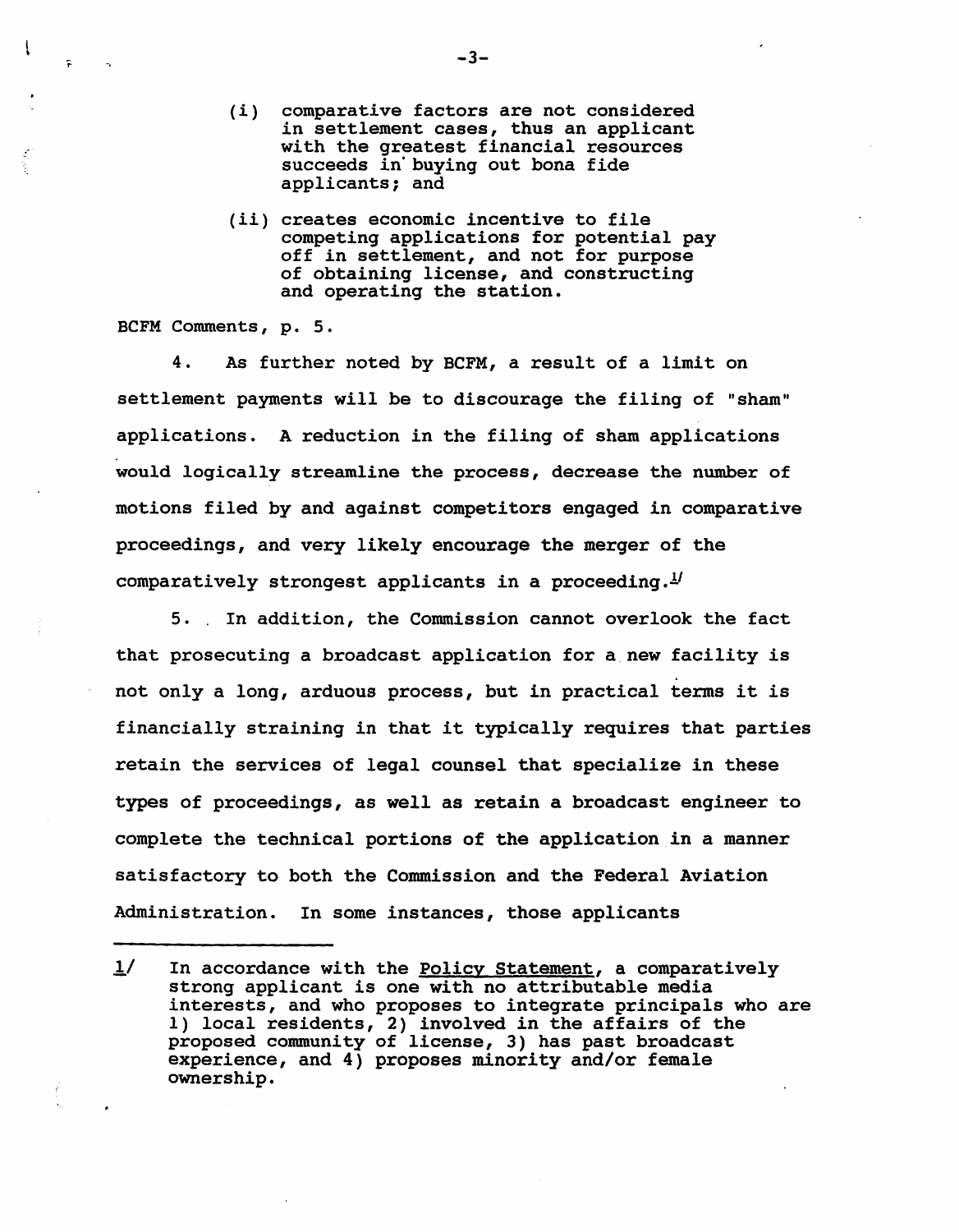(i) comparative factors are not considered in settlement cases, thus an applicant with the greatest financial resources succeeds in buying out bona fide applicants; and

(ii) creates economic incentive to file competing applications for potential pay off in settlement, and not for purpose of obtaining license, and constructing and operating the station.

BCFM Comments, p. 5.

4. As further noted by BCFM, a result of a limit on settlement payments will be to discourage the filing of "sham" applications. A reduction in the filing of sham applications would logically streamline the process, decrease the number of motions filed by and against competitors engaged in comparative proceedings, and very likely encourage the merger of the comparatively strongest applicants in a proceeding.[1]

5. In addition, the Commission cannot overlook the fact that prosecuting a broadcast application for a new facility is not only a long, arduous process, but in practical terms it is financially straining in that it typically requires that parties retain the services of legal counsel that specialize in these types of proceedings, as well as retain a broadcast engineer to complete the technical portions of the application in a manner satisfactory to both the Commission and the Federal Aviation Administration. In some instances, those applicants

---

1/ In accordance with the Policy Statement, a comparatively strong applicant is one with no attributable media interests, and who proposes to integrate principals who are 1) local residents, 2) involved in the affairs of the proposed community of license, 3) has past broadcast experience, and 4) proposes minority and/or female ownership.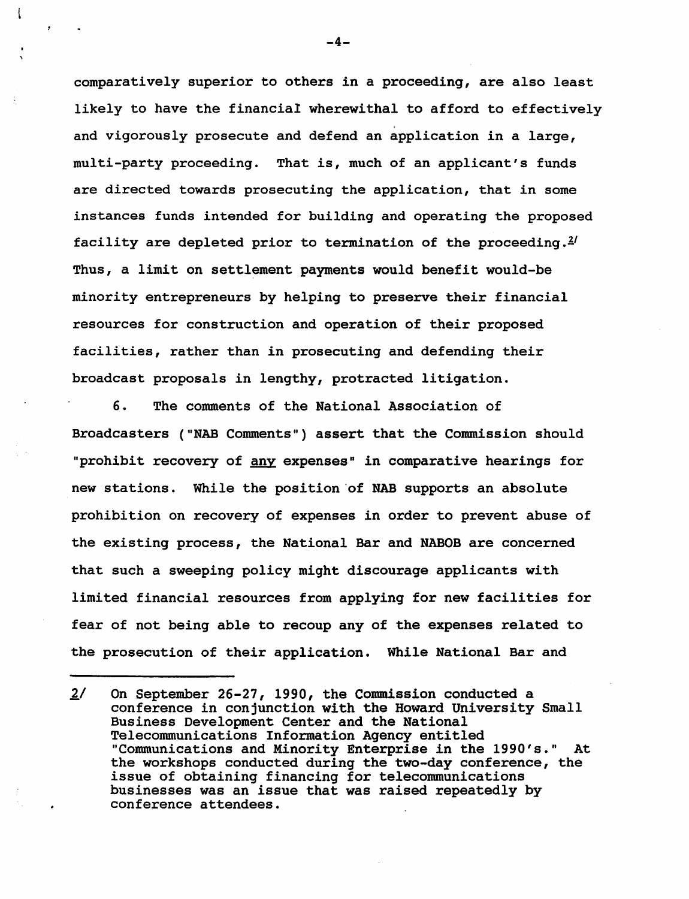comparatively superior to others in a proceeding, are also least likely to have the financial wherewithal to afford to effectively and vigorously prosecute and defend an application in a large, multi-party proceeding. That is, much of an applicant's funds are directed towards prosecuting the application, that in some instances funds intended for building and operating the proposed facility are depleted prior to termination of the proceeding.[2] Thus, a limit on settlement payments would benefit would-be minority entrepreneurs by helping to preserve their financial resources for construction and operation of their proposed facilities, rather than in prosecuting and defending their broadcast proposals in lengthy, protracted litigation.

6. The comments of the National Association of Broadcasters ("NAB Comments") assert that the Commission should "prohibit recovery of <u>any</u> expenses" in comparative hearings for new stations. While the position of NAB supports an absolute prohibition on recovery of expenses in order to prevent abuse of the existing process, the National Bar and NABOB are concerned that such a sweeping policy might discourage applicants with limited financial resources from applying for new facilities for fear of not being able to recoup any of the expenses related to the prosecution of their application. While National Bar and

---

2/ On September 26-27, 1990, the Commission conducted a conference in conjunction with the Howard University Small Business Development Center and the National Telecommunications Information Agency entitled "Communications and Minority Enterprise in the 1990's." At the workshops conducted during the two-day conference, the issue of obtaining financing for telecommunications businesses was an issue that was raised repeatedly by conference attendees.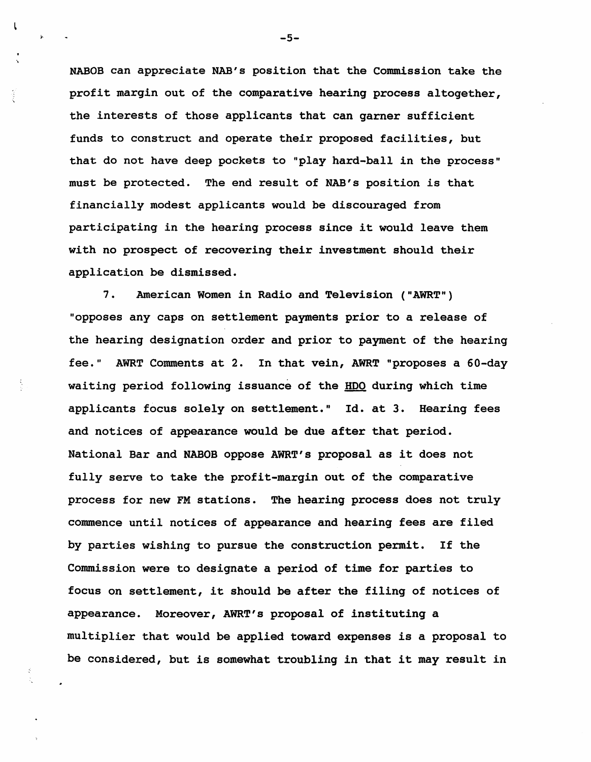NABOB can appreciate NAB's position that the Commission take the profit margin out of the comparative hearing process altogether, the interests of those applicants that can garner sufficient funds to construct and operate their proposed facilities, but that do not have deep pockets to "play hard-ball in the process" must be protected. The end result of NAB's position is that financially modest applicants would be discouraged from participating in the hearing process since it would leave them with no prospect of recovering their investment should their application be dismissed.

7. American Women in Radio and Television ("AWRT") "opposes any caps on settlement payments prior to a release of the hearing designation order and prior to payment of the hearing fee." AWRT Comments at 2. In that vein, AWRT "proposes a 60-day waiting period following issuance of the HDO during which time applicants focus solely on settlement." Id. at 3. Hearing fees and notices of appearance would be due after that period. National Bar and NABOB oppose AWRT's proposal as it does not fully serve to take the profit-margin out of the comparative process for new FM stations. The hearing process does not truly commence until notices of appearance and hearing fees are filed by parties wishing to pursue the construction permit. If the Commission were to designate a period of time for parties to focus on settlement, it should be after the filing of notices of appearance. Moreover, AWRT's proposal of instituting a multiplier that would be applied toward expenses is a proposal to be considered, but is somewhat troubling in that it may result in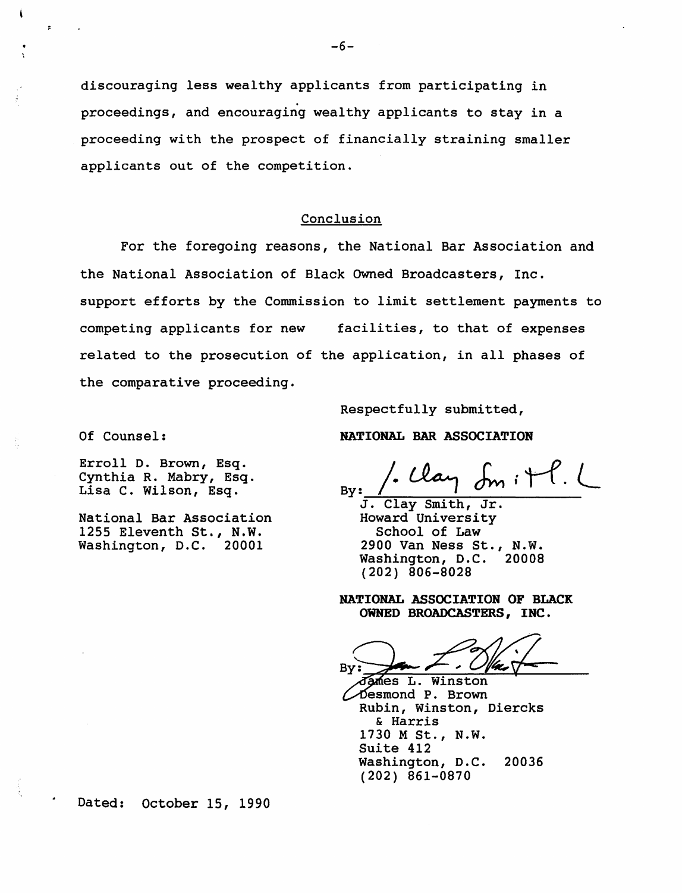discouraging less wealthy applicants from participating in proceedings, and encouraging wealthy applicants to stay in a proceeding with the prospect of financially straining smaller applicants out of the competition.

## Conclusion

For the foregoing reasons, the National Bar Association and the National Association of Black Owned Broadcasters, Inc. support efforts by the Commission to limit settlement payments to competing applicants for new facilities, to that of expenses related to the prosecution of the application, in all phases of the comparative proceeding.

Respectfully submitted,

**NATIONAL BAR ASSOCIATION**

By: /s/ J. Clay Smith, Jr.

J. Clay Smith, Jr.
Howard University
School of Law
2900 Van Ness St., N.W.
Washington, D.C. 20008
(202) 806-8028

**NATIONAL ASSOCIATION OF BLACK OWNED BROADCASTERS, INC.**

By: /s/ James L. Winston

James L. Winston
Desmond P. Brown
Rubin, Winston, Diercks & Harris
1730 M St., N.W.
Suite 412
Washington, D.C. 20036
(202) 861-0870

Of Counsel:

Erroll D. Brown, Esq.
Cynthia R. Mabry, Esq.
Lisa C. Wilson, Esq.

National Bar Association
1255 Eleventh St., N.W.
Washington, D.C. 20001

Dated: October 15, 1990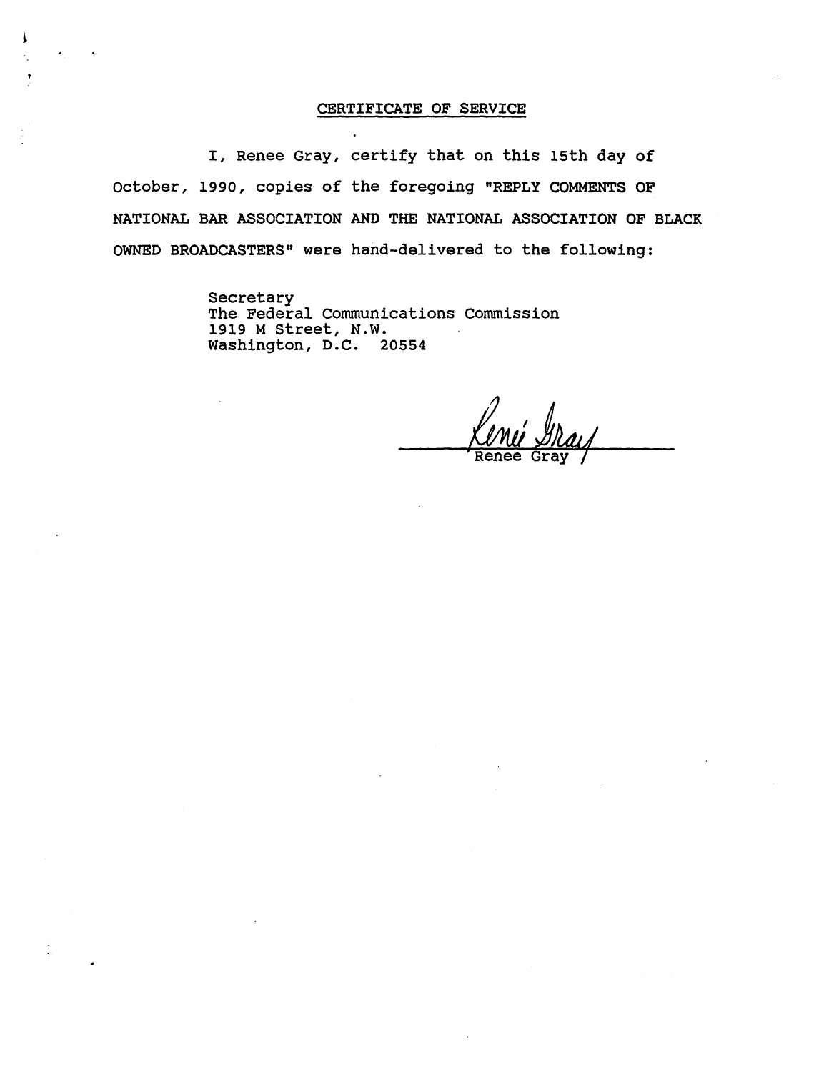## CERTIFICATE OF SERVICE

I, Renee Gray, certify that on this 15th day of October, 1990, copies of the foregoing "**REPLY COMMENTS OF NATIONAL BAR ASSOCIATION AND THE NATIONAL ASSOCIATION OF BLACK OWNED BROADCASTERS**" were hand-delivered to the following:

Secretary
The Federal Communications Commission
1919 M Street, N.W.
Washington, D.C. 20554

Renee Gray